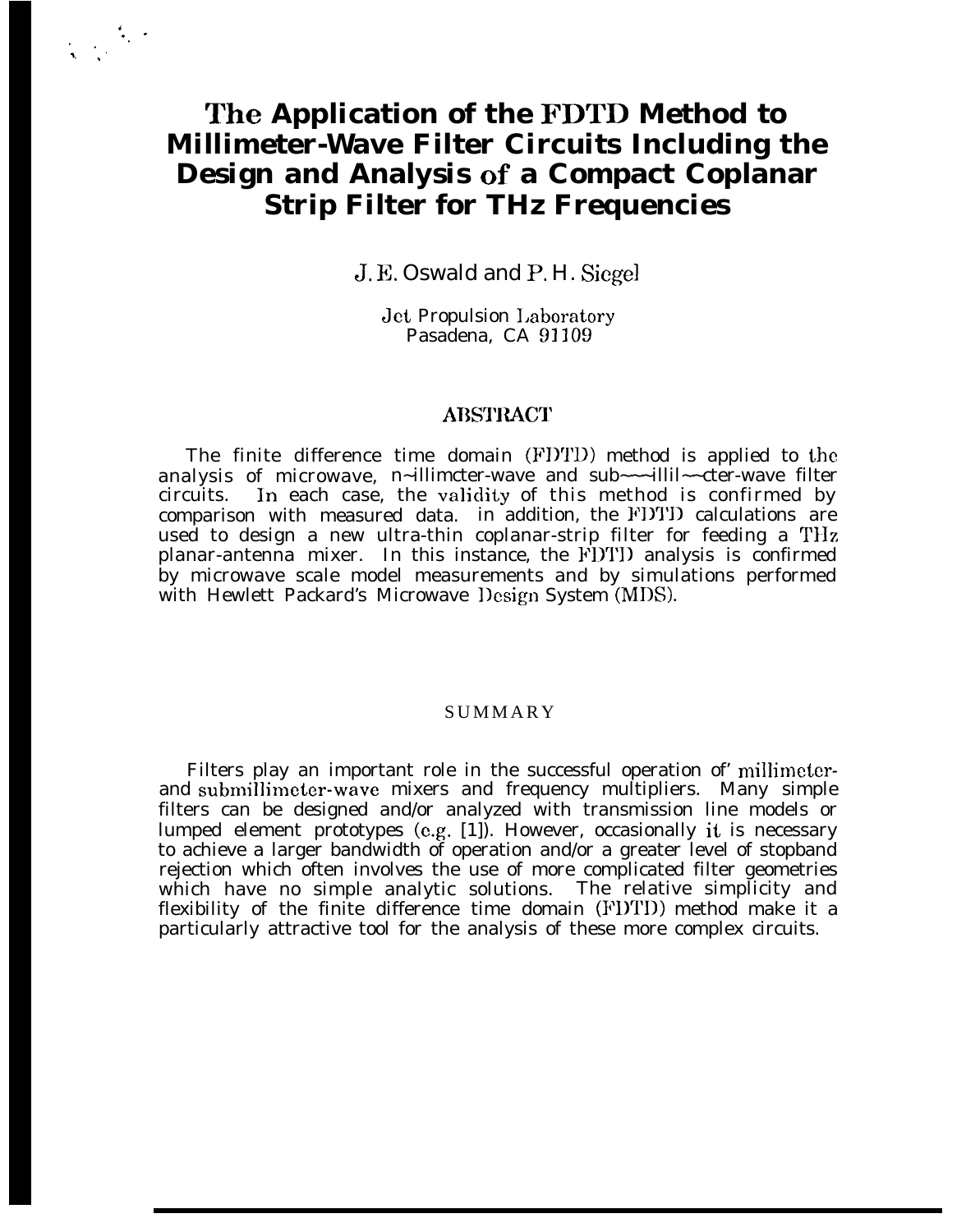# The Application of the FDTD Method to Millimeter-Wave Filter Circuits Including the Design and Analysis of a Compact Coplanar Strip Filter for THz Frequencies

J. E. Oswald and P. H. Siegel

Jet Propulsion Laboratory
Pasadena, CA 91109

## ABSTRACT

The finite difference time domain (FDTD) method is applied to the analysis of microwave, millimeter-wave and submillimeter-wave filter circuits. In each case, the validity of this method is confirmed by comparison with measured data. in addition, the FDTD calculations are used to design a new ultra-thin coplanar-strip filter for feeding a THz planar-antenna mixer. In this instance, the FDTD analysis is confirmed by microwave scale model measurements and by simulations performed with Hewlett Packard's Microwave Design System (MDS).

## SUMMARY

Filters play an important role in the successful operation of millimeter- and submillimeter-wave mixers and frequency multipliers. Many simple filters can be designed and/or analyzed with transmission line models or lumped element prototypes (e.g. [1]). However, occasionally it is necessary to achieve a larger bandwidth of operation and/or a greater level of stopband rejection which often involves the use of more complicated filter geometries which have no simple analytic solutions. The relative simplicity and flexibility of the finite difference time domain (FDTD) method make it a particularly attractive tool for the analysis of these more complex circuits.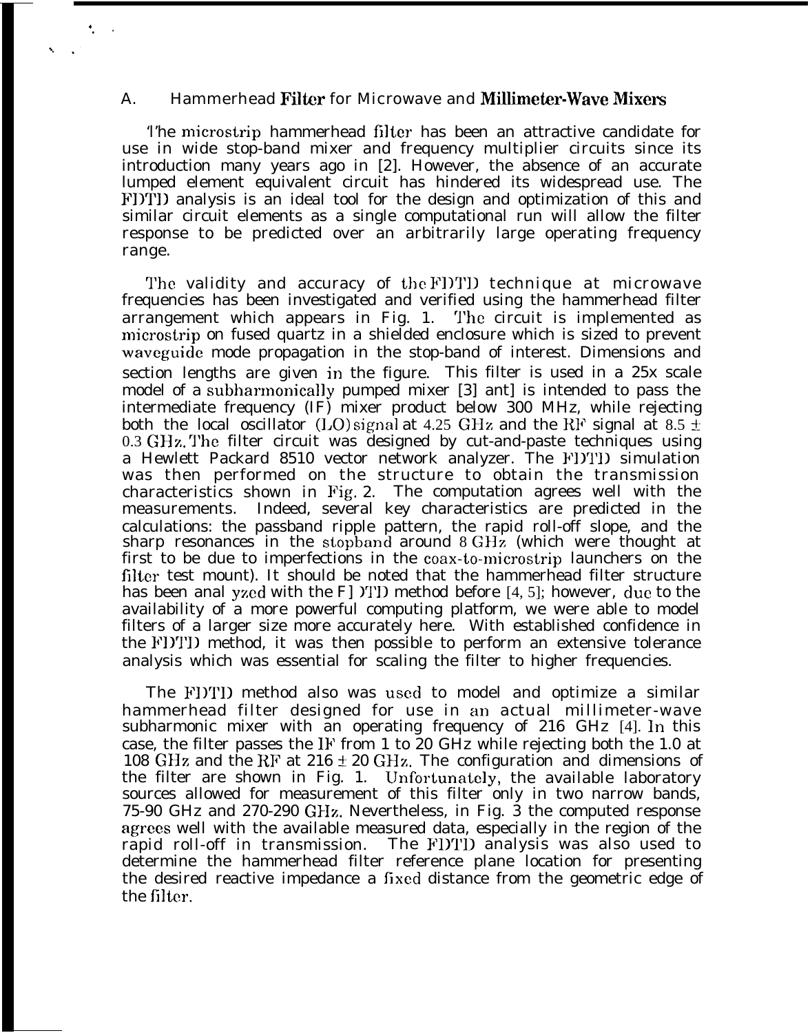## A. Hammerhead Filter for Microwave and Millimeter-Wave Mixers

The microstrip hammerhead filter has been an attractive candidate for use in wide stop-band mixer and frequency multiplier circuits since its introduction many years ago in [2]. However, the absence of an accurate lumped element equivalent circuit has hindered its widespread use. The FDTD analysis is an ideal tool for the design and optimization of this and similar circuit elements as a single computational run will allow the filter response to be predicted over an arbitrarily large operating frequency range.

The validity and accuracy of the FDTD technique at microwave frequencies has been investigated and verified using the hammerhead filter arrangement which appears in Fig. 1. The circuit is implemented as microstrip on fused quartz in a shielded enclosure which is sized to prevent waveguide mode propagation in the stop-band of interest. Dimensions and section lengths are given in the figure. This filter is used in a 25x scale model of a subharmonically pumped mixer [3] ant] is intended to pass the intermediate frequency (IF) mixer product below 300 MHz, while rejecting both the local oscillator (LO) signal at 4.25 GHz and the RF signal at $8.5 \pm 0.3$ GHz. The filter circuit was designed by cut-and-paste techniques using a Hewlett Packard 8510 vector network analyzer. The FDTD simulation was then performed on the structure to obtain the transmission characteristics shown in Fig. 2. The computation agrees well with the measurements. Indeed, several key characteristics are predicted in the calculations: the passband ripple pattern, the rapid roll-off slope, and the sharp resonances in the stopband around 8 GHz (which were thought at first to be due to imperfections in the coax-to-microstrip launchers on the filter test mount). It should be noted that the hammerhead filter structure has been anal yzed with the FDTD method before [4, 5]; however, due to the availability of a more powerful computing platform, we were able to model filters of a larger size more accurately here. With established confidence in the FDTD method, it was then possible to perform an extensive tolerance analysis which was essential for scaling the filter to higher frequencies.

The FDTD method also was used to model and optimize a similar hammerhead filter designed for use in an actual millimeter-wave subharmonic mixer with an operating frequency of 216 GHz [4]. In this case, the filter passes the IF from 1 to 20 GHz while rejecting both the 1.0 at 108 GHz and the RF at $216 \pm 20$ GHz. The configuration and dimensions of the filter are shown in Fig. 1. Unfortunately, the available laboratory sources allowed for measurement of this filter only in two narrow bands, 75-90 GHz and 270-290 GHz. Nevertheless, in Fig. 3 the computed response agrees well with the available measured data, especially in the region of the rapid roll-off in transmission. The FDTD analysis was also used to determine the hammerhead filter reference plane location for presenting the desired reactive impedance a fixed distance from the geometric edge of the filter.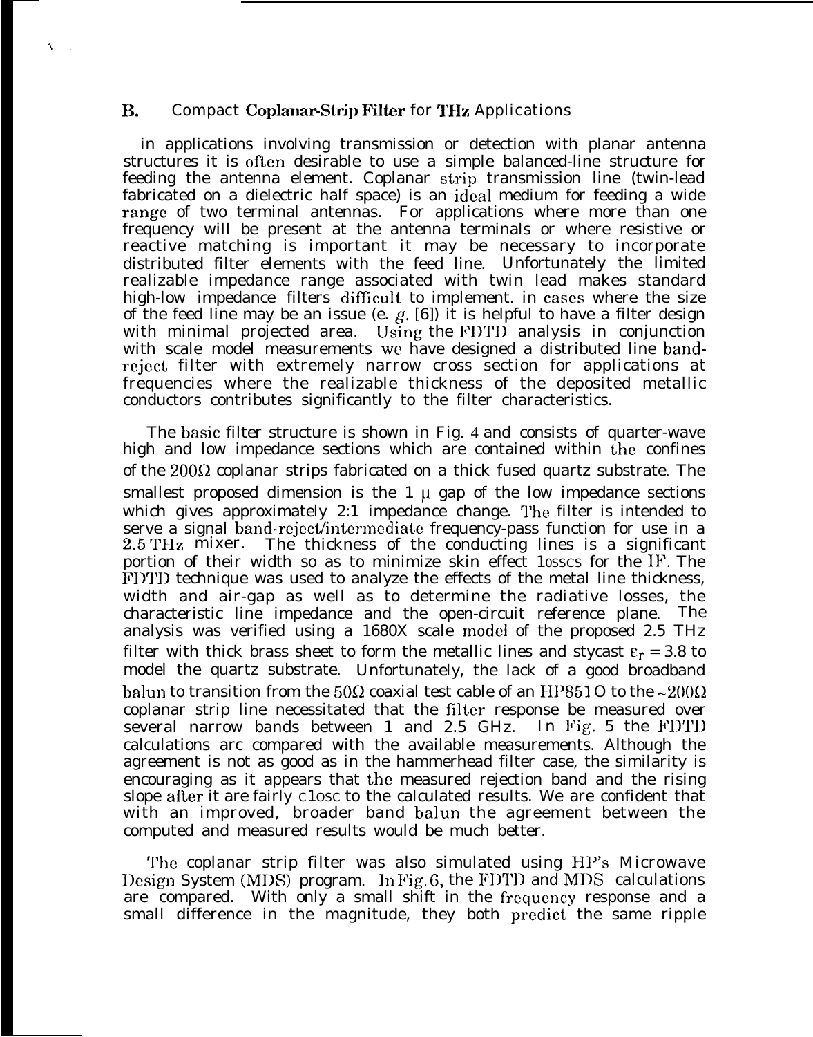### B. Compact Coplanar-Strip Filter for THz Applications

in applications involving transmission or detection with planar antenna structures it is often desirable to use a simple balanced-line structure for feeding the antenna element. Coplanar strip transmission line (twin-lead fabricated on a dielectric half space) is an ideal medium for feeding a wide range of two terminal antennas. For applications where more than one frequency will be present at the antenna terminals or where resistive or reactive matching is important it may be necessary to incorporate distributed filter elements with the feed line. Unfortunately the limited realizable impedance range associated with twin lead makes standard high-low impedance filters difficult to implement. in cases where the size of the feed line may be an issue (e. *g.* [6]) it is helpful to have a filter design with minimal projected area. Using the FDTD analysis in conjunction with scale model measurements we have designed a distributed line band-reject filter with extremely narrow cross section for applications at frequencies where the realizable thickness of the deposited metallic conductors contributes significantly to the filter characteristics.

The basic filter structure is shown in Fig. 4 and consists of quarter-wave high and low impedance sections which are contained within the confines of the 200Ω coplanar strips fabricated on a thick fused quartz substrate. The smallest proposed dimension is the 1 μ gap of the low impedance sections which gives approximately 2:1 impedance change. The filter is intended to serve a signal band-reject/intermediate frequency-pass function for use in a 2.5 THz mixer. The thickness of the conducting lines is a significant portion of their width so as to minimize skin effect losses for the IF. The FDTD technique was used to analyze the effects of the metal line thickness, width and air-gap as well as to determine the radiative losses, the characteristic line impedance and the open-circuit reference plane. The analysis was verified using a 1680X scale model of the proposed 2.5 THz filter with thick brass sheet to form the metallic lines and stycast $\varepsilon_r = 3.8$ to model the quartz substrate. Unfortunately, the lack of a good broadband balun to transition from the 50Ω coaxial test cable of an HP8510 to the ~200Ω coplanar strip line necessitated that the filter response be measured over several narrow bands between 1 and 2.5 GHz. In Fig. 5 the FDTD calculations are compared with the available measurements. Although the agreement is not as good as in the hammerhead filter case, the similarity is encouraging as it appears that the measured rejection band and the rising slope after it are fairly close to the calculated results. We are confident that with an improved, broader band balun the agreement between the computed and measured results would be much better.

The coplanar strip filter was also simulated using HP's Microwave Design System (MDS) program. In Fig. 6, the FDTD and MDS calculations are compared. With only a small shift in the frequency response and a small difference in the magnitude, they both predict the same ripple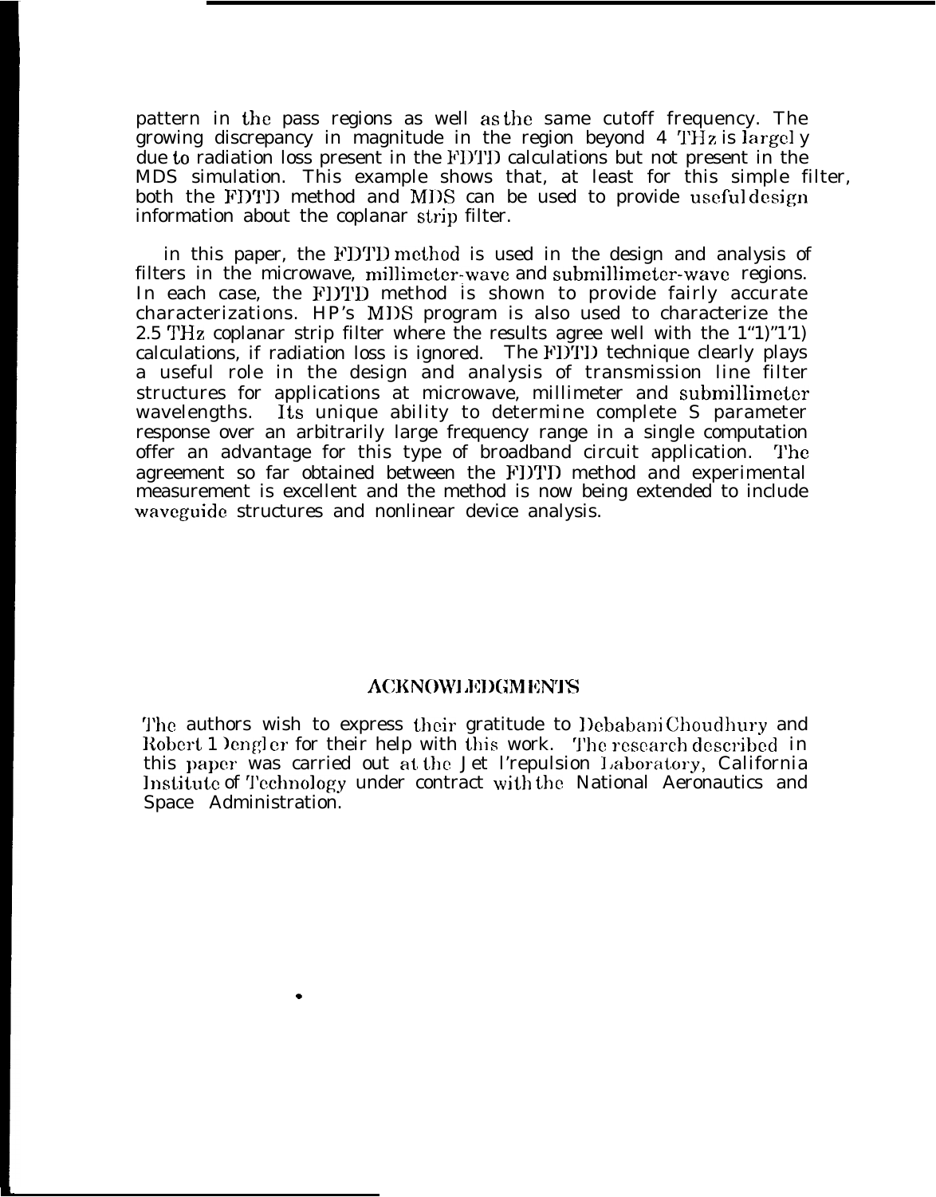pattern in the pass regions as well as the same cutoff frequency. The growing discrepancy in magnitude in the region beyond 4 THz is largely due to radiation loss present in the FDTD calculations but not present in the MDS simulation. This example shows that, at least for this simple filter, both the FDTD method and MDS can be used to provide useful design information about the coplanar strip filter.

in this paper, the FDTD method is used in the design and analysis of filters in the microwave, millimeter-wave and submillimeter-wave regions. In each case, the FDTD method is shown to provide fairly accurate characterizations. HP's MDS program is also used to characterize the 2.5 THz coplanar strip filter where the results agree well with the FDTD calculations, if radiation loss is ignored. The FDTD technique clearly plays a useful role in the design and analysis of transmission line filter structures for applications at microwave, millimeter and submillimeter wavelengths. Its unique ability to determine complete S parameter response over an arbitrarily large frequency range in a single computation offer an advantage for this type of broadband circuit application. The agreement so far obtained between the FDTD method and experimental measurement is excellent and the method is now being extended to include waveguide structures and nonlinear device analysis.

## ACKNOWLEDGMENTS

The authors wish to express their gratitude to Debabani Choudhury and Robert Dengler for their help with this work. The research described in this paper was carried out at the Jet Propulsion Laboratory, California Institute of Technology under contract with the National Aeronautics and Space Administration.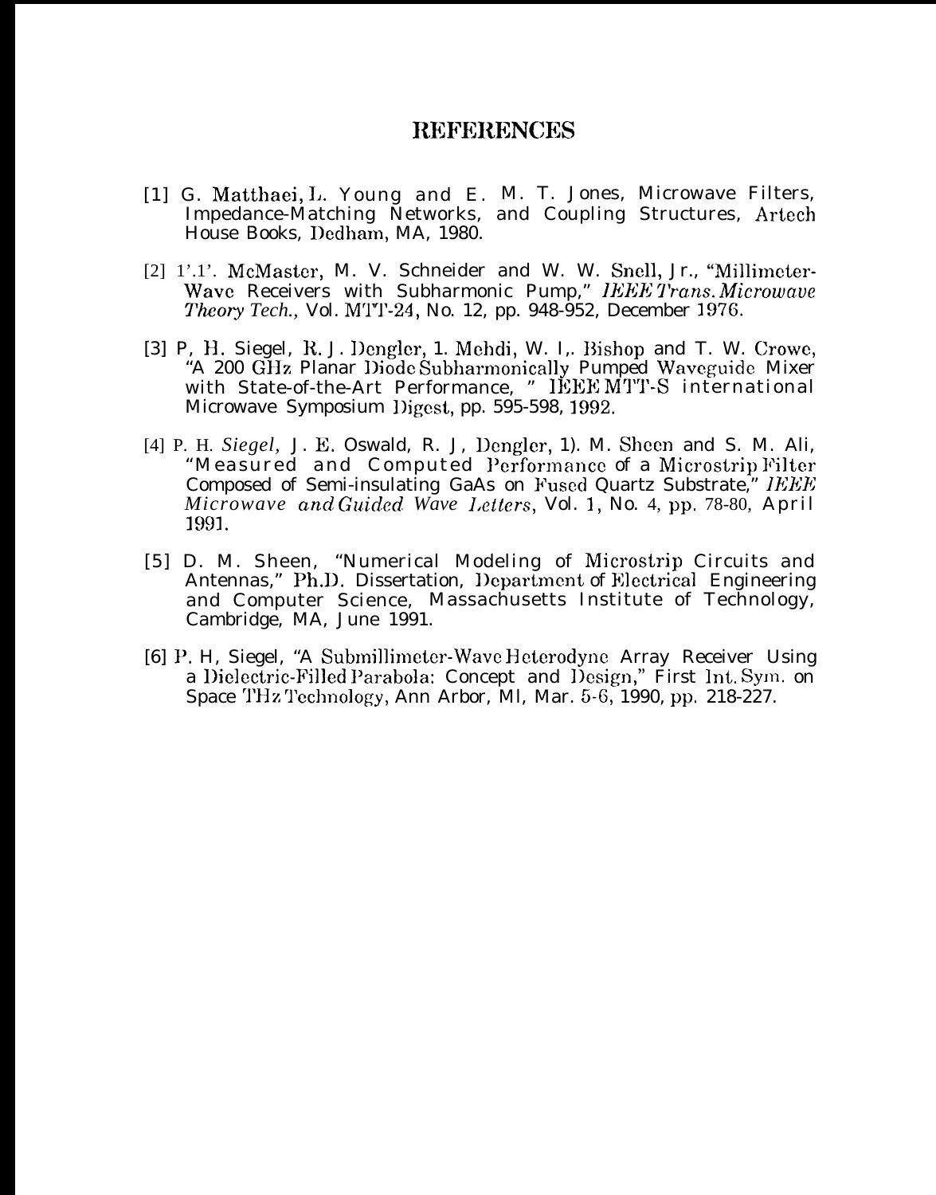# REFERENCES

[1] G. Matthaei, L. Young and E. M. T. Jones, Microwave Filters, Impedance-Matching Networks, and Coupling Structures, Artech House Books, Dedham, MA, 1980.

[2] 1'.1'. McMaster, M. V. Schneider and W. W. Snell, Jr., "Millimeter-Wave Receivers with Subharmonic Pump," *IEEE Trans. Microwave Theory Tech.*, Vol. MTT-24, No. 12, pp. 948-952, December 1976.

[3] P, H. Siegel, R. J. Dengler, 1. Mehdi, W. I,. Bishop and T. W. Crowe, "A 200 GHz Planar Diode Subharmonically Pumped Waveguide Mixer with State-of-the-Art Performance, " IEEE MTT-S international Microwave Symposium Digest, pp. 595-598, 1992.

[4] P. H. *Siegel*, J. E. Oswald, R. J, Dengler, 1). M. Sheen and S. M. Ali, "Measured and Computed Performance of a Microstrip Filter Composed of Semi-insulating GaAs on Fused Quartz Substrate," *IEEE Microwave and Guided Wave Letters*, Vol. 1, No. 4, pp. 78-80, April 1991.

[5] D. M. Sheen, "Numerical Modeling of Microstrip Circuits and Antennas," Ph.D. Dissertation, Department of Electrical Engineering and Computer Science, Massachusetts Institute of Technology, Cambridge, MA, June 1991.

[6] P. H, Siegel, "A Submillimeter-Wave Heterodyne Array Receiver Using a Dielectric-Filled Parabola: Concept and Design," First Int. Sym. on Space THz Technology, Ann Arbor, MI, Mar. 5-6, 1990, pp. 218-227.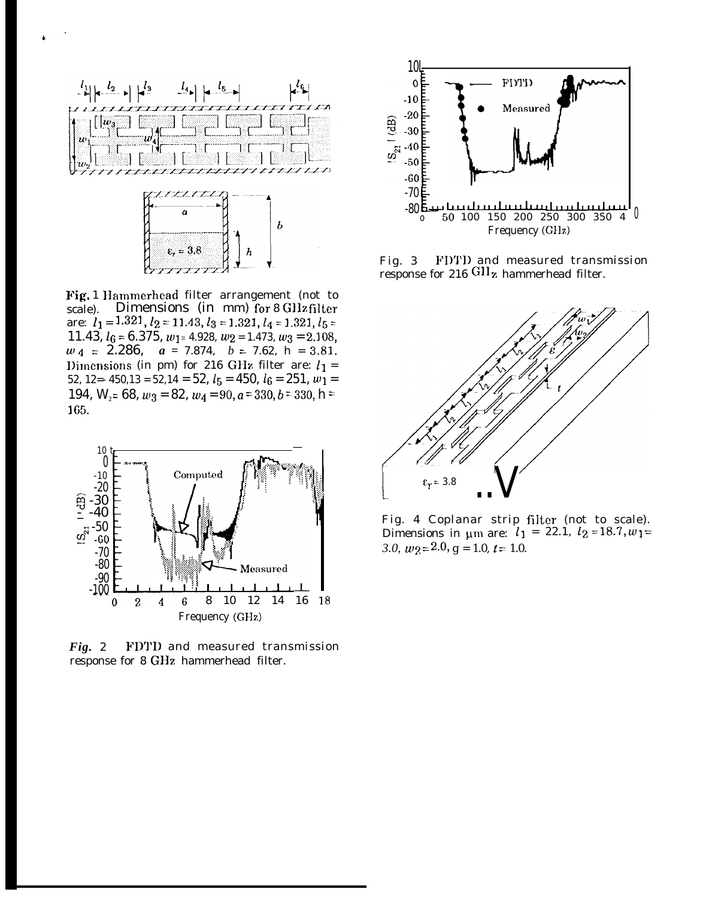**Fig. 1** Hammerhead filter arrangement (not to scale). Dimensions (in mm) for 8 GHz filter are: $l_1 = 1.321$, $l_2 = 11.43$, $l_3 = 1.321$, $l_4 = 1.321$, $l_5 = 11.43$, $l_6 = 6.375$, $w_1 = 4.928$, $w_2 = 1.473$, $w_3 = 2.108$, $w_4 = 2.286$, $a = 7.874$, $b = 7.62$, $h = 3.81$. Dimensions (in μm) for 216 GHz filter are: $l_1 = 52$, $l_2 = 450$, $l_3 = 52$, $l_4 = 52$, $l_5 = 450$, $l_6 = 251$, $w_1 = 194$, $w_2 = 68$, $w_3 = 82$, $w_4 = 90$, $a = 330$, $b = 330$, $h = 165$.

**Fig. 2** FDTD and measured transmission response for 8 GHz hammerhead filter.

Fig. 3 FDTD and measured transmission response for 216 GHz hammerhead filter.

Fig. 4 Coplanar strip filter (not to scale). Dimensions in μm are: $l_1 = 22.1$, $l_2 = 18.7$, $w_1 = 3.0$, $w_2 = 2.0$, $g = 1.0$, $t = 1.0$.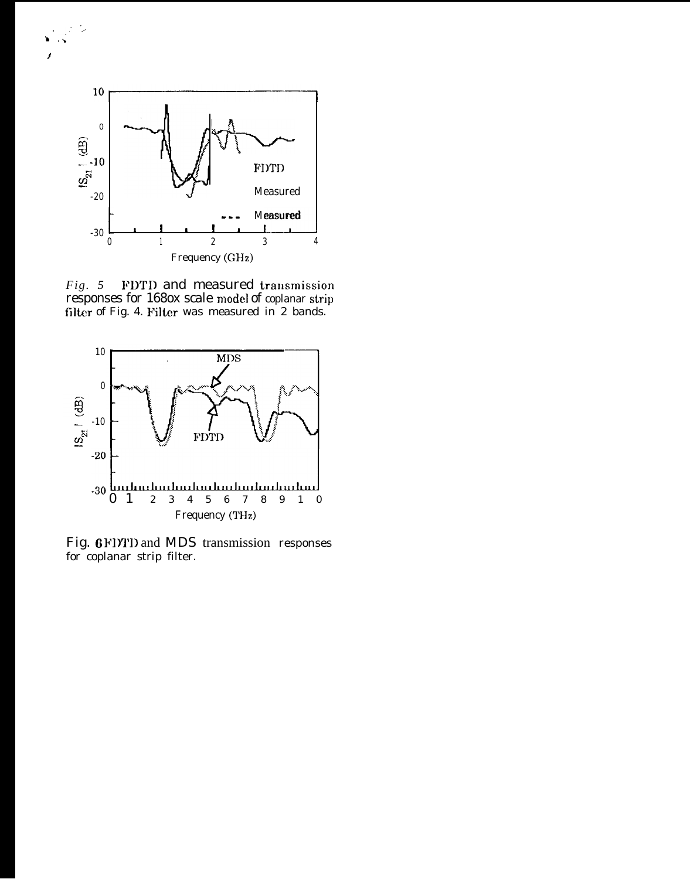10

0

$|S_{21}|$ (dB) -10

-20

-30

0 1 2 3 4

Frequency (GHz)

FDTD

Measured

Measured

*Fig. 5* FDTD and measured transmission responses for 168ox scale model of coplanar strip filter of Fig. 4. Filter was measured in 2 bands.

10

0

$|S_{21}|$ (dB) -10

-20

-30

0 1 2 3 4 5 6 7 8 9 1 0

Frequency (THz)

MDS

FDTD

Fig. 6 FDTD and MDS transmission responses for coplanar strip filter.